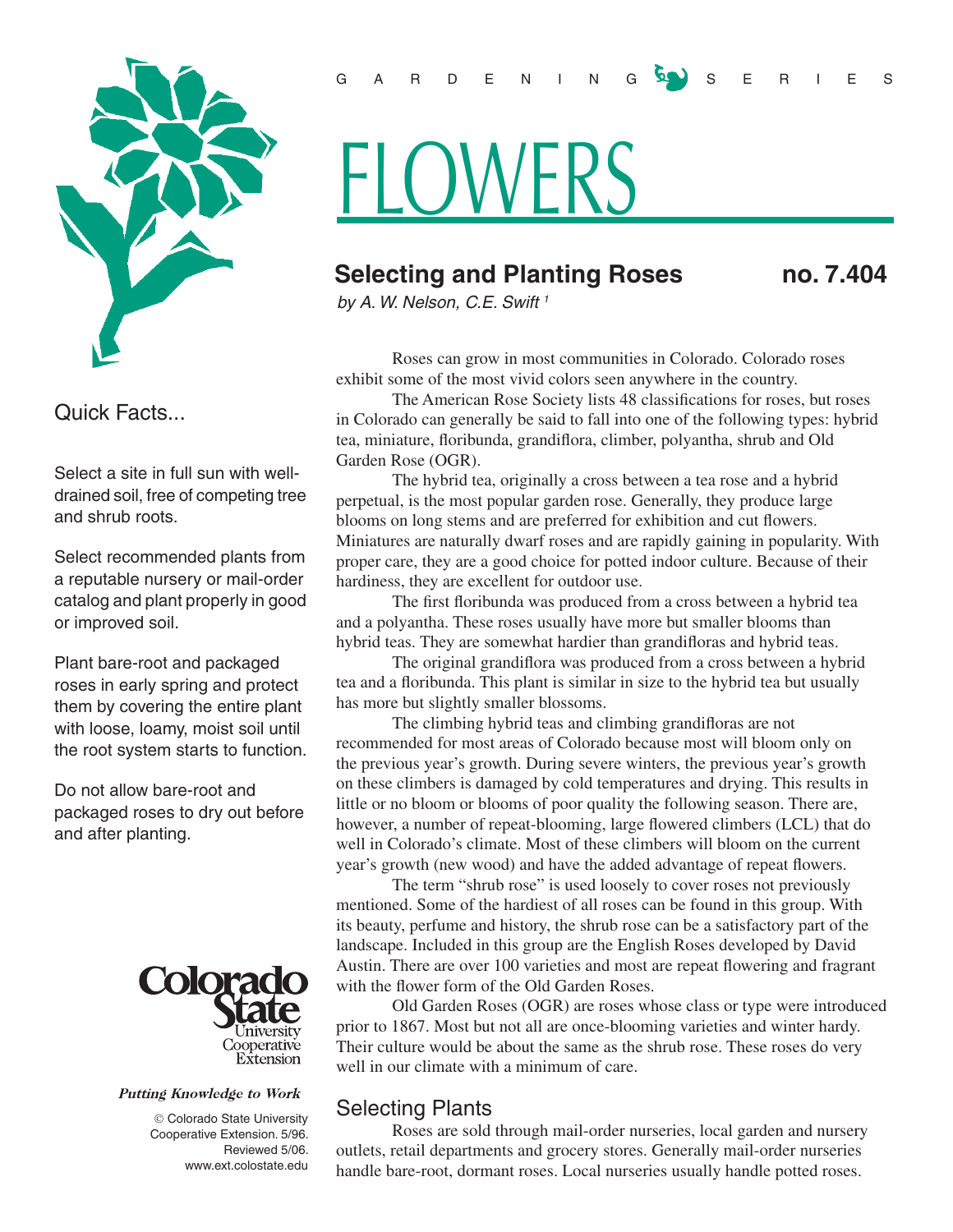GARDENING SERIES

# FLOWERS

## Selecting and Planting Roses no. 7.404

*by A. W. Nelson, C.E. Swift* [1]

### Quick Facts...

Select a site in full sun with well-drained soil, free of competing tree and shrub roots.

Select recommended plants from a reputable nursery or mail-order catalog and plant properly in good or improved soil.

Plant bare-root and packaged roses in early spring and protect them by covering the entire plant with loose, loamy, moist soil until the root system starts to function.

Do not allow bare-root and packaged roses to dry out before and after planting.

Colorado State University Cooperative Extension

*Putting Knowledge to Work*

© Colorado State University Cooperative Extension. 5/96. Reviewed 5/06. www.ext.colostate.edu

Roses can grow in most communities in Colorado. Colorado roses exhibit some of the most vivid colors seen anywhere in the country.

The American Rose Society lists 48 classifications for roses, but roses in Colorado can generally be said to fall into one of the following types: hybrid tea, miniature, floribunda, grandiflora, climber, polyantha, shrub and Old Garden Rose (OGR).

The hybrid tea, originally a cross between a tea rose and a hybrid perpetual, is the most popular garden rose. Generally, they produce large blooms on long stems and are preferred for exhibition and cut flowers. Miniatures are naturally dwarf roses and are rapidly gaining in popularity. With proper care, they are a good choice for potted indoor culture. Because of their hardiness, they are excellent for outdoor use.

The first floribunda was produced from a cross between a hybrid tea and a polyantha. These roses usually have more but smaller blooms than hybrid teas. They are somewhat hardier than grandifloras and hybrid teas.

The original grandiflora was produced from a cross between a hybrid tea and a floribunda. This plant is similar in size to the hybrid tea but usually has more but slightly smaller blossoms.

The climbing hybrid teas and climbing grandifloras are not recommended for most areas of Colorado because most will bloom only on the previous year's growth. During severe winters, the previous year's growth on these climbers is damaged by cold temperatures and drying. This results in little or no bloom or blooms of poor quality the following season. There are, however, a number of repeat-blooming, large flowered climbers (LCL) that do well in Colorado's climate. Most of these climbers will bloom on the current year's growth (new wood) and have the added advantage of repeat flowers.

The term "shrub rose" is used loosely to cover roses not previously mentioned. Some of the hardiest of all roses can be found in this group. With its beauty, perfume and history, the shrub rose can be a satisfactory part of the landscape. Included in this group are the English Roses developed by David Austin. There are over 100 varieties and most are repeat flowering and fragrant with the flower form of the Old Garden Roses.

Old Garden Roses (OGR) are roses whose class or type were introduced prior to 1867. Most but not all are once-blooming varieties and winter hardy. Their culture would be about the same as the shrub rose. These roses do very well in our climate with a minimum of care.

### Selecting Plants

Roses are sold through mail-order nurseries, local garden and nursery outlets, retail departments and grocery stores. Generally mail-order nurseries handle bare-root, dormant roses. Local nurseries usually handle potted roses.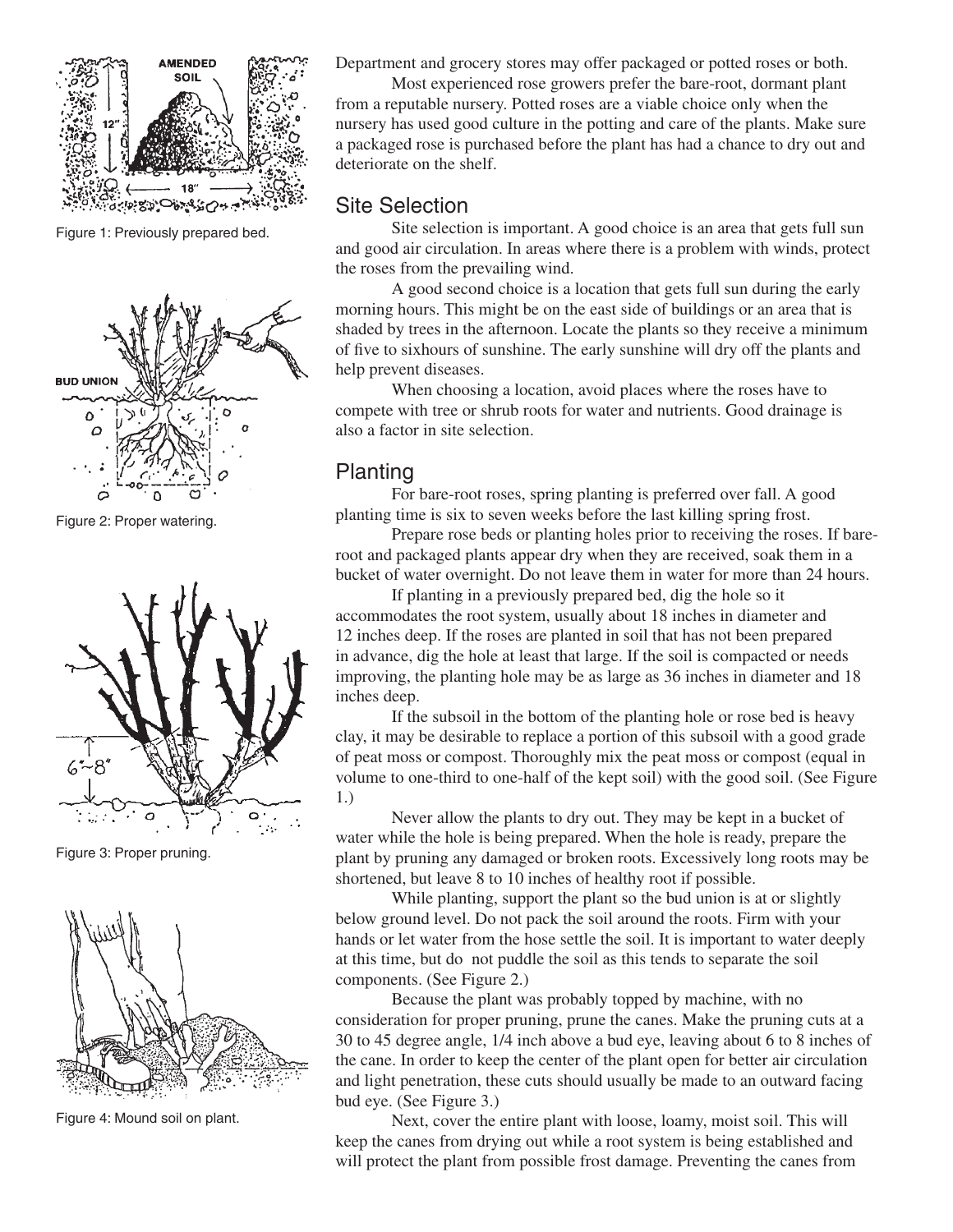Figure 1: Previously prepared bed.

Figure 2: Proper watering.

Figure 3: Proper pruning.

Figure 4: Mound soil on plant.

Department and grocery stores may offer packaged or potted roses or both.

Most experienced rose growers prefer the bare-root, dormant plant from a reputable nursery. Potted roses are a viable choice only when the nursery has used good culture in the potting and care of the plants. Make sure a packaged rose is purchased before the plant has had a chance to dry out and deteriorate on the shelf.

## Site Selection

Site selection is important. A good choice is an area that gets full sun and good air circulation. In areas where there is a problem with winds, protect the roses from the prevailing wind.

A good second choice is a location that gets full sun during the early morning hours. This might be on the east side of buildings or an area that is shaded by trees in the afternoon. Locate the plants so they receive a minimum of five to sixhours of sunshine. The early sunshine will dry off the plants and help prevent diseases.

When choosing a location, avoid places where the roses have to compete with tree or shrub roots for water and nutrients. Good drainage is also a factor in site selection.

## Planting

For bare-root roses, spring planting is preferred over fall. A good planting time is six to seven weeks before the last killing spring frost.

Prepare rose beds or planting holes prior to receiving the roses. If bare-root and packaged plants appear dry when they are received, soak them in a bucket of water overnight. Do not leave them in water for more than 24 hours.

If planting in a previously prepared bed, dig the hole so it accommodates the root system, usually about 18 inches in diameter and 12 inches deep. If the roses are planted in soil that has not been prepared in advance, dig the hole at least that large. If the soil is compacted or needs improving, the planting hole may be as large as 36 inches in diameter and 18 inches deep.

If the subsoil in the bottom of the planting hole or rose bed is heavy clay, it may be desirable to replace a portion of this subsoil with a good grade of peat moss or compost. Thoroughly mix the peat moss or compost (equal in volume to one-third to one-half of the kept soil) with the good soil. (See Figure 1.)

Never allow the plants to dry out. They may be kept in a bucket of water while the hole is being prepared. When the hole is ready, prepare the plant by pruning any damaged or broken roots. Excessively long roots may be shortened, but leave 8 to 10 inches of healthy root if possible.

While planting, support the plant so the bud union is at or slightly below ground level. Do not pack the soil around the roots. Firm with your hands or let water from the hose settle the soil. It is important to water deeply at this time, but do not puddle the soil as this tends to separate the soil components. (See Figure 2.)

Because the plant was probably topped by machine, with no consideration for proper pruning, prune the canes. Make the pruning cuts at a 30 to 45 degree angle, 1/4 inch above a bud eye, leaving about 6 to 8 inches of the cane. In order to keep the center of the plant open for better air circulation and light penetration, these cuts should usually be made to an outward facing bud eye. (See Figure 3.)

Next, cover the entire plant with loose, loamy, moist soil. This will keep the canes from drying out while a root system is being established and will protect the plant from possible frost damage. Preventing the canes from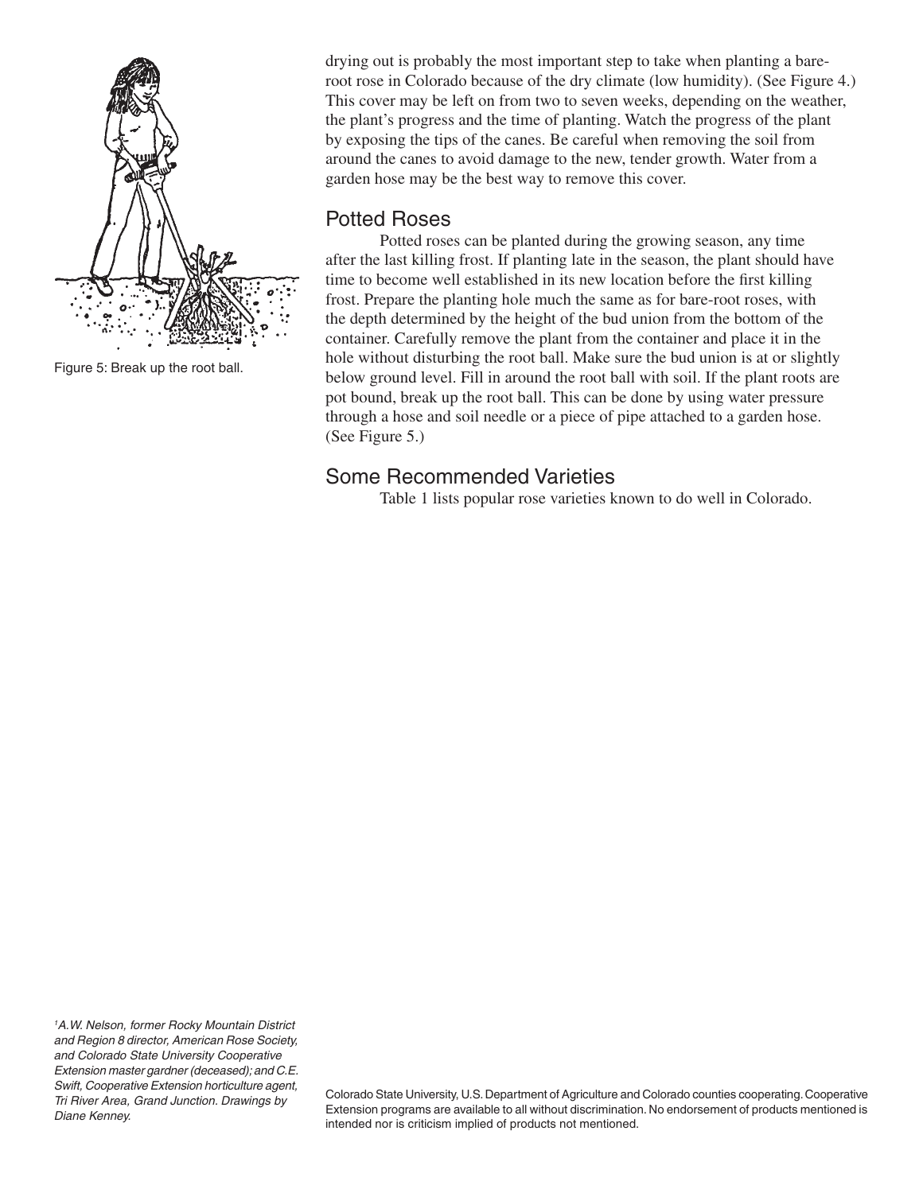Figure 5: Break up the root ball.

drying out is probably the most important step to take when planting a bare-root rose in Colorado because of the dry climate (low humidity). (See Figure 4.) This cover may be left on from two to seven weeks, depending on the weather, the plant's progress and the time of planting. Watch the progress of the plant by exposing the tips of the canes. Be careful when removing the soil from around the canes to avoid damage to the new, tender growth. Water from a garden hose may be the best way to remove this cover.

## Potted Roses

Potted roses can be planted during the growing season, any time after the last killing frost. If planting late in the season, the plant should have time to become well established in its new location before the first killing frost. Prepare the planting hole much the same as for bare-root roses, with the depth determined by the height of the bud union from the bottom of the container. Carefully remove the plant from the container and place it in the hole without disturbing the root ball. Make sure the bud union is at or slightly below ground level. Fill in around the root ball with soil. If the plant roots are pot bound, break up the root ball. This can be done by using water pressure through a hose and soil needle or a piece of pipe attached to a garden hose. (See Figure 5.)

## Some Recommended Varieties

Table 1 lists popular rose varieties known to do well in Colorado.

[1]*A.W. Nelson, former Rocky Mountain District and Region 8 director, American Rose Society, and Colorado State University Cooperative Extension master gardner (deceased); and C.E. Swift, Cooperative Extension horticulture agent, Tri River Area, Grand Junction. Drawings by Diane Kenney.*

Colorado State University, U.S. Department of Agriculture and Colorado counties cooperating. Cooperative Extension programs are available to all without discrimination. No endorsement of products mentioned is intended nor is criticism implied of products not mentioned.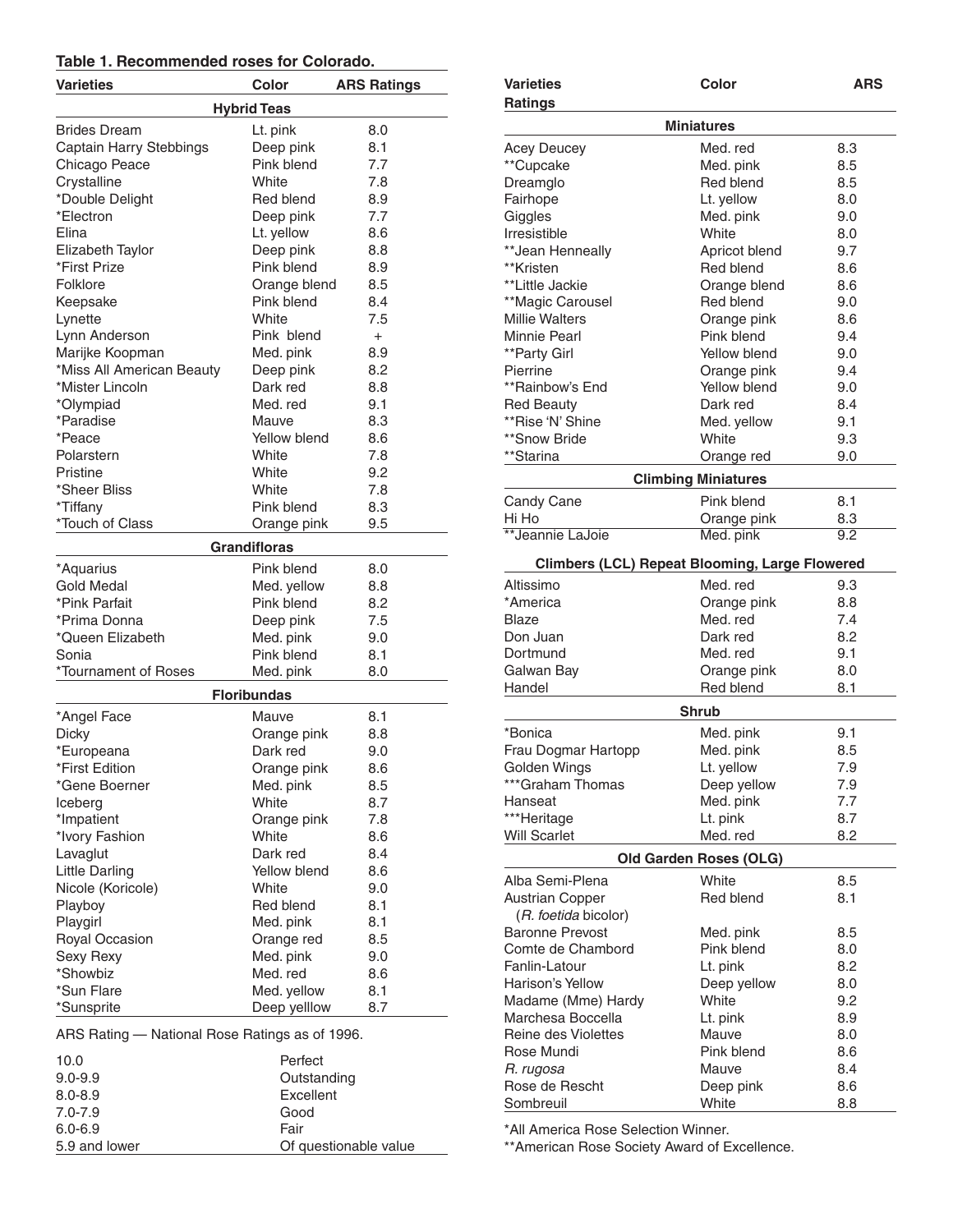**Table 1. Recommended roses for Colorado.**

| Varieties | Color | ARS Ratings |
|---|---|---|
| **Hybrid Teas** | | |
| Brides Dream | Lt. pink | 8.0 |
| Captain Harry Stebbings | Deep pink | 8.1 |
| Chicago Peace | Pink blend | 7.7 |
| Crystalline | White | 7.8 |
| *Double Delight | Red blend | 8.9 |
| *Electron | Deep pink | 7.7 |
| Elina | Lt. yellow | 8.6 |
| Elizabeth Taylor | Deep pink | 8.8 |
| *First Prize | Pink blend | 8.9 |
| Folklore | Orange blend | 8.5 |
| Keepsake | Pink blend | 8.4 |
| Lynette | White | 7.5 |
| Lynn Anderson | Pink blend | + |
| Marijke Koopman | Med. pink | 8.9 |
| *Miss All American Beauty | Deep pink | 8.2 |
| *Mister Lincoln | Dark red | 8.8 |
| *Olympiad | Med. red | 9.1 |
| *Paradise | Mauve | 8.3 |
| *Peace | Yellow blend | 8.6 |
| Polarstern | White | 7.8 |
| Pristine | White | 9.2 |
| *Sheer Bliss | White | 7.8 |
| *Tiffany | Pink blend | 8.3 |
| *Touch of Class | Orange pink | 9.5 |
| **Grandifloras** | | |
| *Aquarius | Pink blend | 8.0 |
| Gold Medal | Med. yellow | 8.8 |
| *Pink Parfait | Pink blend | 8.2 |
| *Prima Donna | Deep pink | 7.5 |
| *Queen Elizabeth | Med. pink | 9.0 |
| Sonia | Pink blend | 8.1 |
| *Tournament of Roses | Med. pink | 8.0 |
| **Floribundas** | | |
| *Angel Face | Mauve | 8.1 |
| Dicky | Orange pink | 8.8 |
| *Europeana | Dark red | 9.0 |
| *First Edition | Orange pink | 8.6 |
| *Gene Boerner | Med. pink | 8.5 |
| Iceberg | White | 8.7 |
| *Impatient | Orange pink | 7.8 |
| *Ivory Fashion | White | 8.6 |
| Lavaglut | Dark red | 8.4 |
| Little Darling | Yellow blend | 8.6 |
| Nicole (Koricole) | White | 9.0 |
| Playboy | Red blend | 8.1 |
| Playgirl | Med. pink | 8.1 |
| Royal Occasion | Orange red | 8.5 |
| Sexy Rexy | Med. pink | 9.0 |
| *Showbiz | Med. red | 8.6 |
| *Sun Flare | Med. yellow | 8.1 |
| *Sunsprite | Deep yelllow | 8.7 |
| **Miniatures** | | |
| Acey Deucey | Med. red | 8.3 |
| **Cupcake | Med. pink | 8.5 |
| Dreamglo | Red blend | 8.5 |
| Fairhope | Lt. yellow | 8.0 |
| Giggles | Med. pink | 9.0 |
| Irresistible | White | 8.0 |
| **Jean Henneally | Apricot blend | 9.7 |
| **Kristen | Red blend | 8.6 |
| **Little Jackie | Orange blend | 8.6 |
| **Magic Carousel | Red blend | 9.0 |
| Millie Walters | Orange pink | 8.6 |
| Minnie Pearl | Pink blend | 9.4 |
| **Party Girl | Yellow blend | 9.0 |
| Pierrine | Orange pink | 9.4 |
| **Rainbow's End | Yellow blend | 9.0 |
| Red Beauty | Dark red | 8.4 |
| **Rise 'N' Shine | Med. yellow | 9.1 |
| **Snow Bride | White | 9.3 |
| **Starina | Orange red | 9.0 |
| **Climbing Miniatures** | | |
| Candy Cane | Pink blend | 8.1 |
| Hi Ho | Orange pink | 8.3 |
| **Jeannie LaJoie | Med. pink | 9.2 |
| **Climbers (LCL) Repeat Blooming, Large Flowered** | | |
| Altissimo | Med. red | 9.3 |
| *America | Orange pink | 8.8 |
| Blaze | Med. red | 7.4 |
| Don Juan | Dark red | 8.2 |
| Dortmund | Med. red | 9.1 |
| Galwan Bay | Orange pink | 8.0 |
| Handel | Red blend | 8.1 |
| **Shrub** | | |
| *Bonica | Med. pink | 9.1 |
| Frau Dogmar Hartopp | Med. pink | 8.5 |
| Golden Wings | Lt. yellow | 7.9 |
| ***Graham Thomas | Deep yellow | 7.9 |
| Hanseat | Med. pink | 7.7 |
| ***Heritage | Lt. pink | 8.7 |
| Will Scarlet | Med. red | 8.2 |
| **Old Garden Roses (OLG)** | | |
| Alba Semi-Plena | White | 8.5 |
| Austrian Copper (*R. foetida* bicolor) | Red blend | 8.1 |
| Baronne Prevost | Med. pink | 8.5 |
| Comte de Chambord | Pink blend | 8.0 |
| Fanlin-Latour | Lt. pink | 8.2 |
| Harison's Yellow | Deep yellow | 8.0 |
| Madame (Mme) Hardy | White | 9.2 |
| Marchesa Boccella | Lt. pink | 8.9 |
| Reine des Violettes | Mauve | 8.0 |
| Rose Mundi | Pink blend | 8.6 |
| *R. rugosa* | Mauve | 8.4 |
| Rose de Rescht | Deep pink | 8.6 |
| Sombreuil | White | 8.8 |

*All America Rose Selection Winner.

**American Rose Society Award of Excellence.

ARS Rating — National Rose Ratings as of 1996.

| | |
|---|---|
| 10.0 | Perfect |
| 9.0-9.9 | Outstanding |
| 8.0-8.9 | Excellent |
| 7.0-7.9 | Good |
| 6.0-6.9 | Fair |
| 5.9 and lower | Of questionable value |